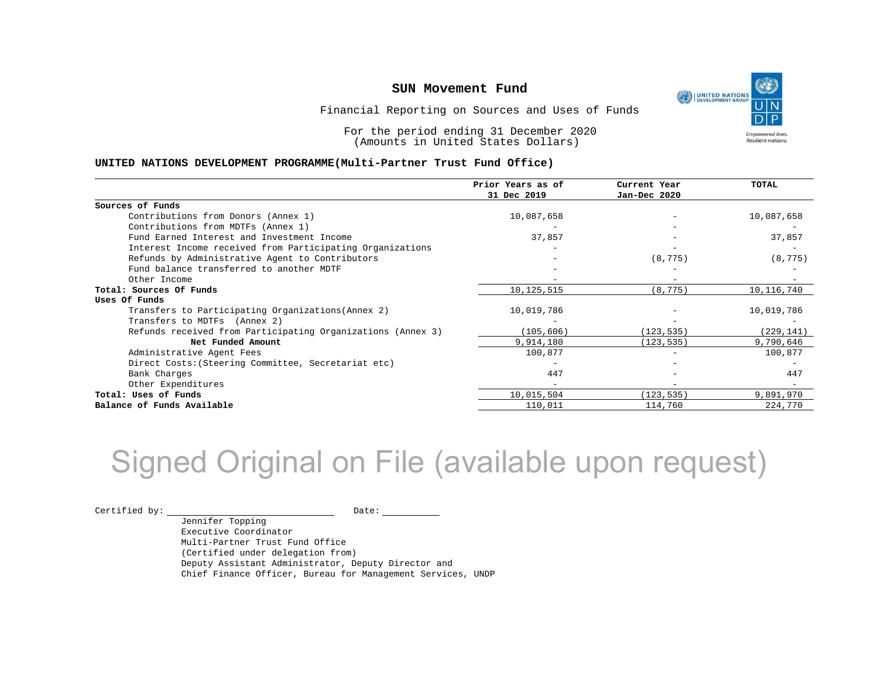# SUN Movement Fund

Financial Reporting on Sources and Uses of Funds

For the period ending 31 December 2020
(Amounts in United States Dollars)

**UNITED NATIONS DEVELOPMENT PROGRAMME(Multi-Partner Trust Fund Office)**

| | Prior Years as of 31 Dec 2019 | Current Year Jan-Dec 2020 | TOTAL |
|---|---|---|---|
| **Sources of Funds** | | | |
| Contributions from Donors (Annex 1) | 10,087,658 | - | 10,087,658 |
| Contributions from MDTFs (Annex 1) | - | - | - |
| Fund Earned Interest and Investment Income | 37,857 | - | 37,857 |
| Interest Income received from Participating Organizations | - | - | - |
| Refunds by Administrative Agent to Contributors | - | (8,775) | (8,775) |
| Fund balance transferred to another MDTF | - | - | - |
| Other Income | - | - | - |
| **Total: Sources Of Funds** | 10,125,515 | (8,775) | 10,116,740 |
| **Uses Of Funds** | | | |
| Transfers to Participating Organizations(Annex 2) | 10,019,786 | - | 10,019,786 |
| Transfers to MDTFs (Annex 2) | - | - | - |
| Refunds received from Participating Organizations (Annex 3) | (105,606) | (123,535) | (229,141) |
| **Net Funded Amount** | 9,914,180 | (123,535) | 9,790,646 |
| Administrative Agent Fees | 100,877 | - | 100,877 |
| Direct Costs:(Steering Committee, Secretariat etc) | - | - | - |
| Bank Charges | 447 | - | 447 |
| Other Expenditures | - | - | - |
| **Total: Uses of Funds** | 10,015,504 | (123,535) | 9,891,970 |
| **Balance of Funds Available** | 110,011 | 114,760 | 224,770 |

Signed Original on File (available upon request)

Certified by: ____________________ Date: __________

Jennifer Topping
Executive Coordinator
Multi-Partner Trust Fund Office
(Certified under delegation from)
Deputy Assistant Administrator, Deputy Director and
Chief Finance Officer, Bureau for Management Services, UNDP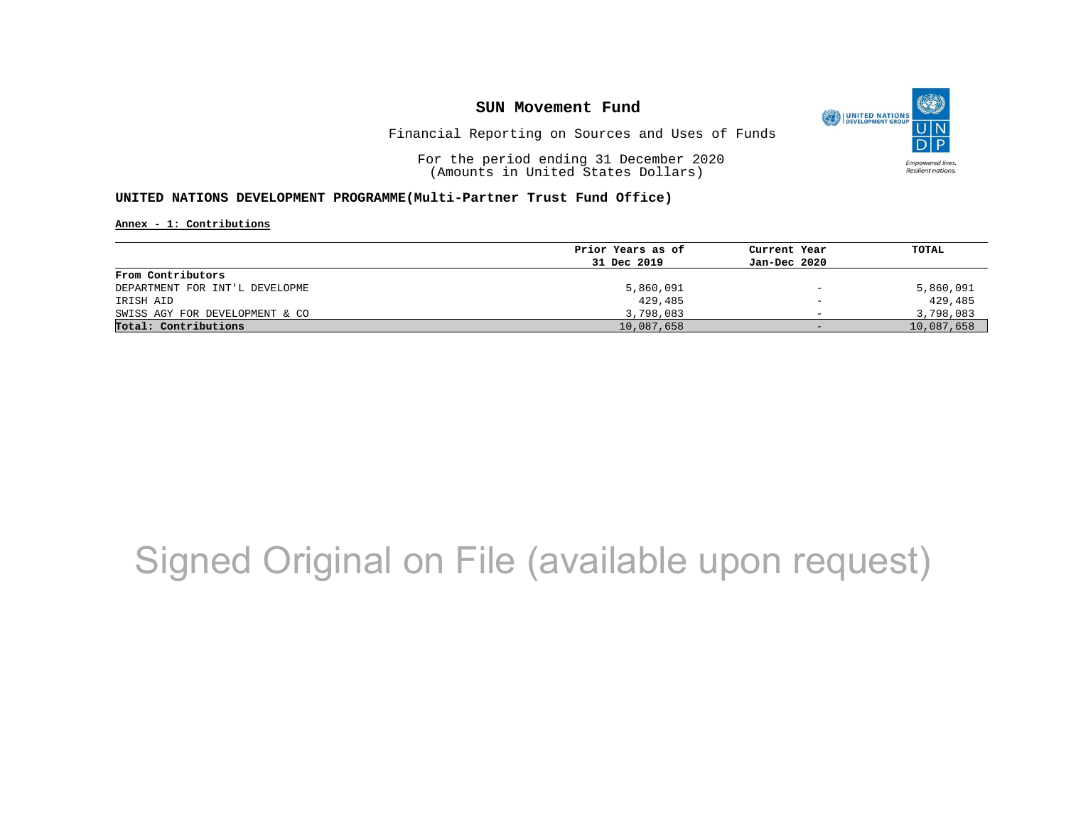# SUN Movement Fund

Financial Reporting on Sources and Uses of Funds

For the period ending 31 December 2020
(Amounts in United States Dollars)

**UNITED NATIONS DEVELOPMENT PROGRAMME(Multi-Partner Trust Fund Office)**

**Annex - 1: Contributions**

| | Prior Years as of 31 Dec 2019 | Current Year Jan-Dec 2020 | TOTAL |
|---|---|---|---|
| **From Contributors** | | | |
| DEPARTMENT FOR INT'L DEVELOPME | 5,860,091 | - | 5,860,091 |
| IRISH AID | 429,485 | - | 429,485 |
| SWISS AGY FOR DEVELOPMENT & CO | 3,798,083 | - | 3,798,083 |
| **Total: Contributions** | 10,087,658 | - | 10,087,658 |

Signed Original on File (available upon request)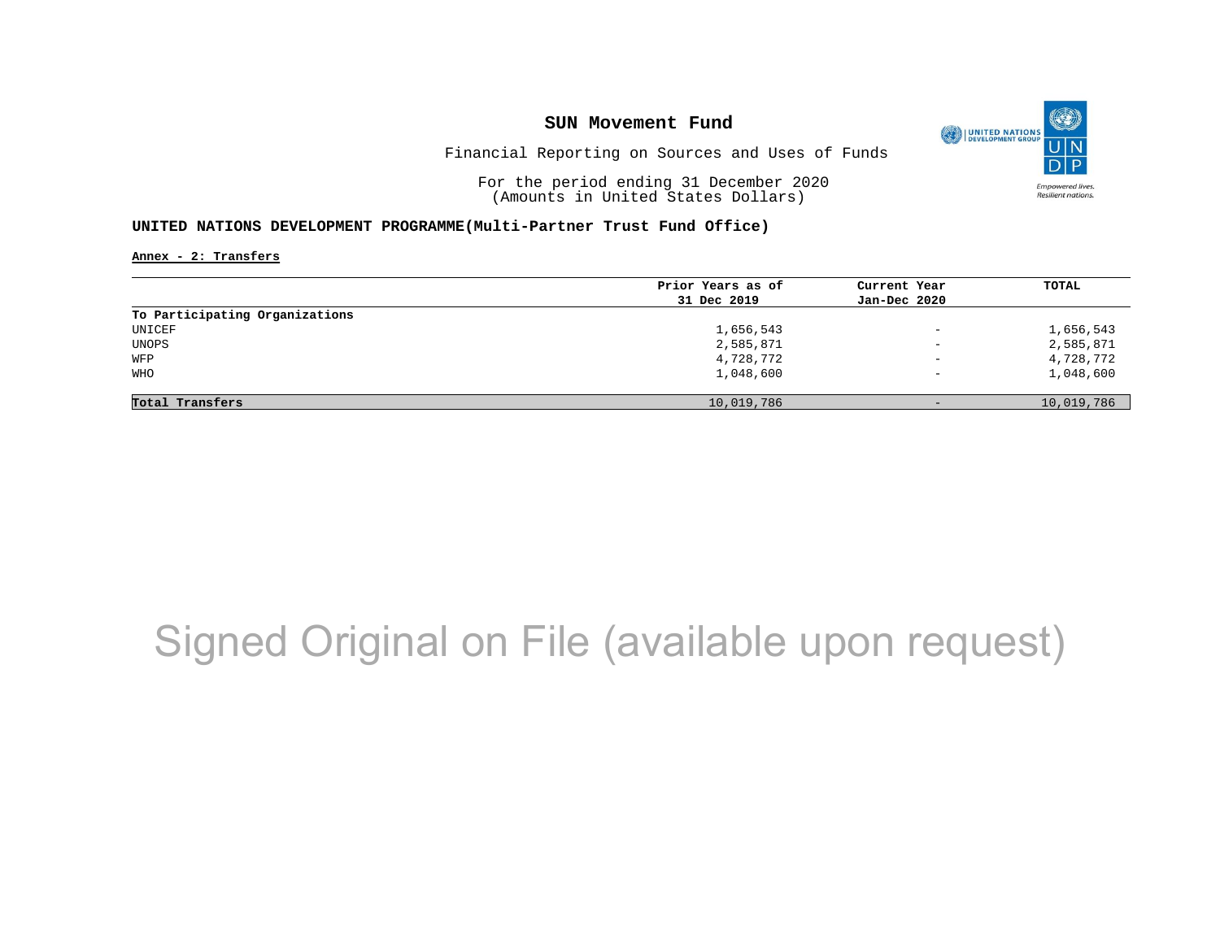# SUN Movement Fund

Financial Reporting on Sources and Uses of Funds

For the period ending 31 December 2020
(Amounts in United States Dollars)

**UNITED NATIONS DEVELOPMENT PROGRAMME(Multi-Partner Trust Fund Office)**

**Annex - 2: Transfers**

| | Prior Years as of 31 Dec 2019 | Current Year Jan-Dec 2020 | TOTAL |
|---|---|---|---|
| **To Participating Organizations** | | | |
| UNICEF | 1,656,543 | - | 1,656,543 |
| UNOPS | 2,585,871 | - | 2,585,871 |
| WFP | 4,728,772 | - | 4,728,772 |
| WHO | 1,048,600 | - | 1,048,600 |
| **Total Transfers** | 10,019,786 | - | 10,019,786 |

Signed Original on File (available upon request)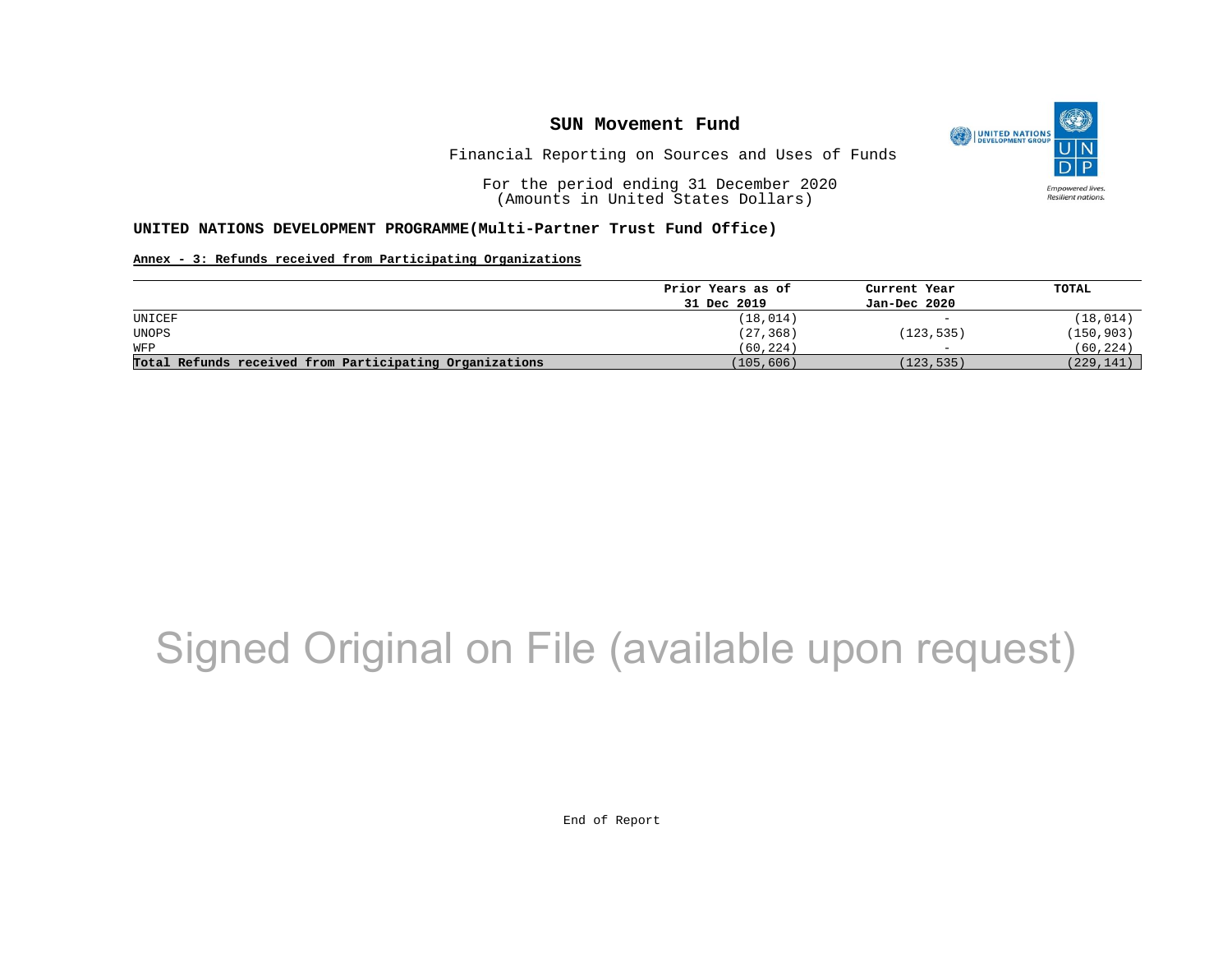# SUN Movement Fund

Financial Reporting on Sources and Uses of Funds

For the period ending 31 December 2020
(Amounts in United States Dollars)

**UNITED NATIONS DEVELOPMENT PROGRAMME(Multi-Partner Trust Fund Office)**

**Annex - 3: Refunds received from Participating Organizations**

| | Prior Years as of 31 Dec 2019 | Current Year Jan-Dec 2020 | TOTAL |
|---|---|---|---|
| UNICEF | (18,014) | - | (18,014) |
| UNOPS | (27,368) | (123,535) | (150,903) |
| WFP | (60,224) | - | (60,224) |
| **Total Refunds received from Participating Organizations** | (105,606) | (123,535) | (229,141) |

Signed Original on File (available upon request)

End of Report